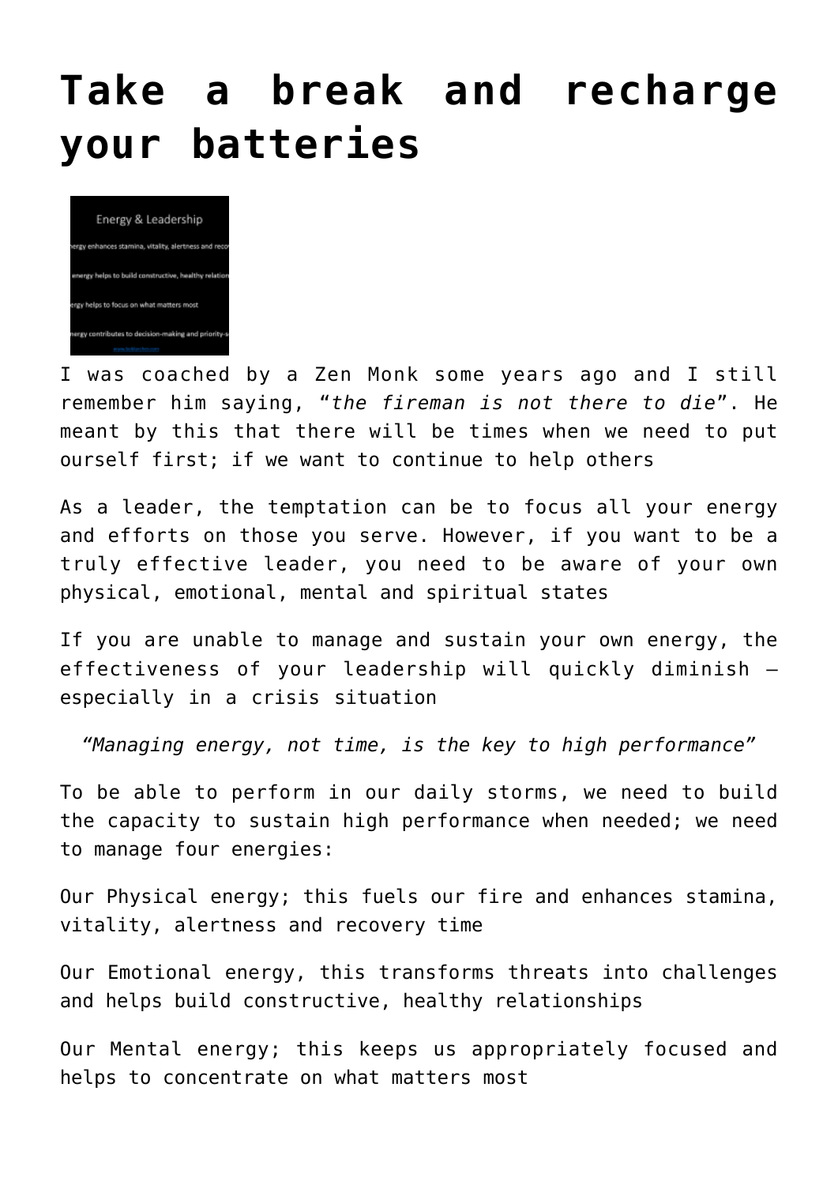# Take a break and recharge your batteries

I was coached by a Zen Monk some years ago and I still remember him saying, "*the fireman is not there to die*". He meant by this that there will be times when we need to put ourself first; if we want to continue to help others

As a leader, the temptation can be to focus all your energy and efforts on those you serve. However, if you want to be a truly effective leader, you need to be aware of your own physical, emotional, mental and spiritual states

If you are unable to manage and sustain your own energy, the effectiveness of your leadership will quickly diminish – especially in a crisis situation

*"Managing energy, not time, is the key to high performance"*

To be able to perform in our daily storms, we need to build the capacity to sustain high performance when needed; we need to manage four energies:

Our Physical energy; this fuels our fire and enhances stamina, vitality, alertness and recovery time

Our Emotional energy, this transforms threats into challenges and helps build constructive, healthy relationships

Our Mental energy; this keeps us appropriately focused and helps to concentrate on what matters most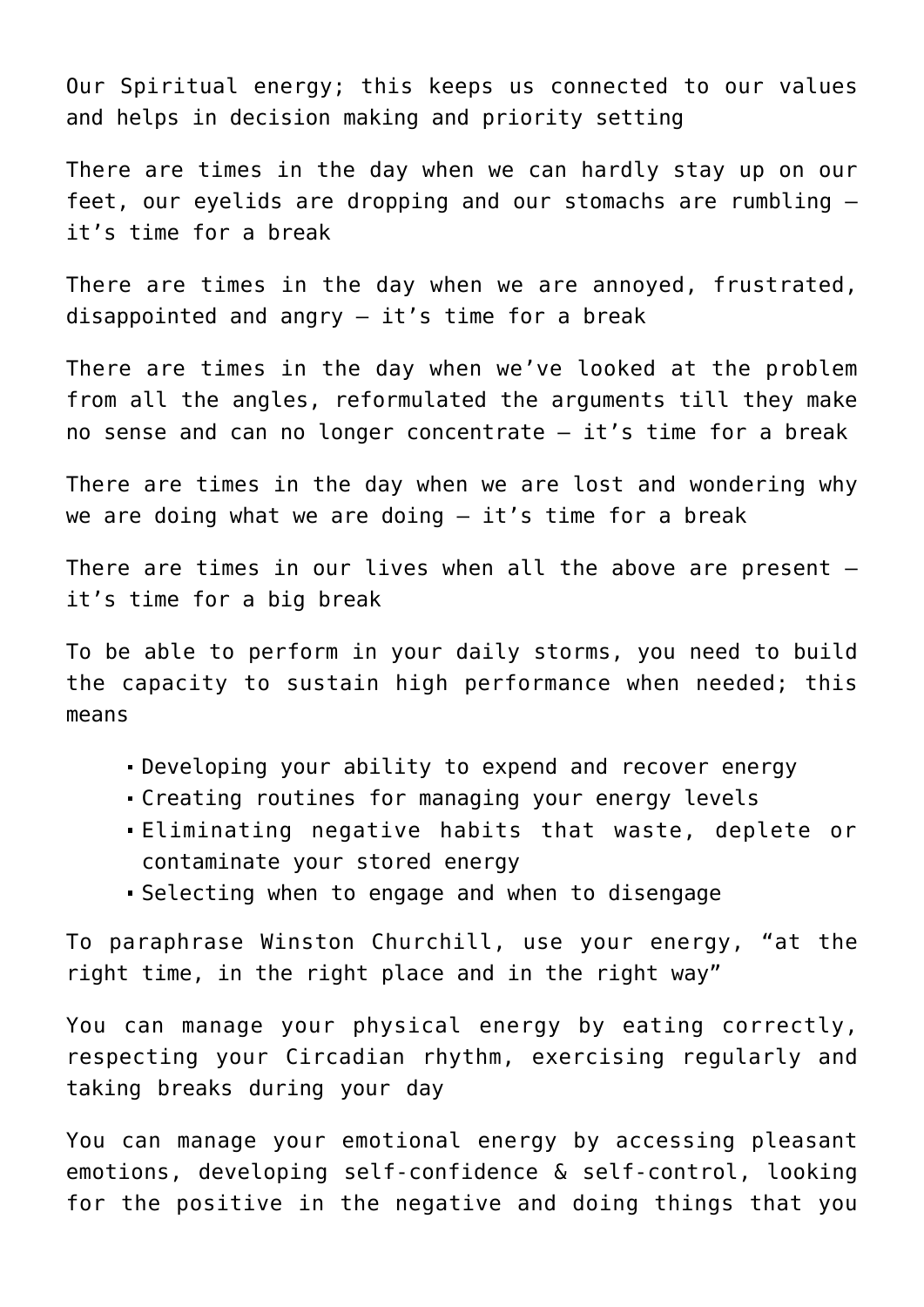Our Spiritual energy; this keeps us connected to our values and helps in decision making and priority setting

There are times in the day when we can hardly stay up on our feet, our eyelids are dropping and our stomachs are rumbling – it's time for a break

There are times in the day when we are annoyed, frustrated, disappointed and angry – it's time for a break

There are times in the day when we've looked at the problem from all the angles, reformulated the arguments till they make no sense and can no longer concentrate – it's time for a break

There are times in the day when we are lost and wondering why we are doing what we are doing – it's time for a break

There are times in our lives when all the above are present – it's time for a big break

To be able to perform in your daily storms, you need to build the capacity to sustain high performance when needed; this means

- Developing your ability to expend and recover energy
- Creating routines for managing your energy levels
- Eliminating negative habits that waste, deplete or contaminate your stored energy
- Selecting when to engage and when to disengage

To paraphrase Winston Churchill, use your energy, "at the right time, in the right place and in the right way"

You can manage your physical energy by eating correctly, respecting your Circadian rhythm, exercising regularly and taking breaks during your day

You can manage your emotional energy by accessing pleasant emotions, developing self-confidence & self-control, looking for the positive in the negative and doing things that you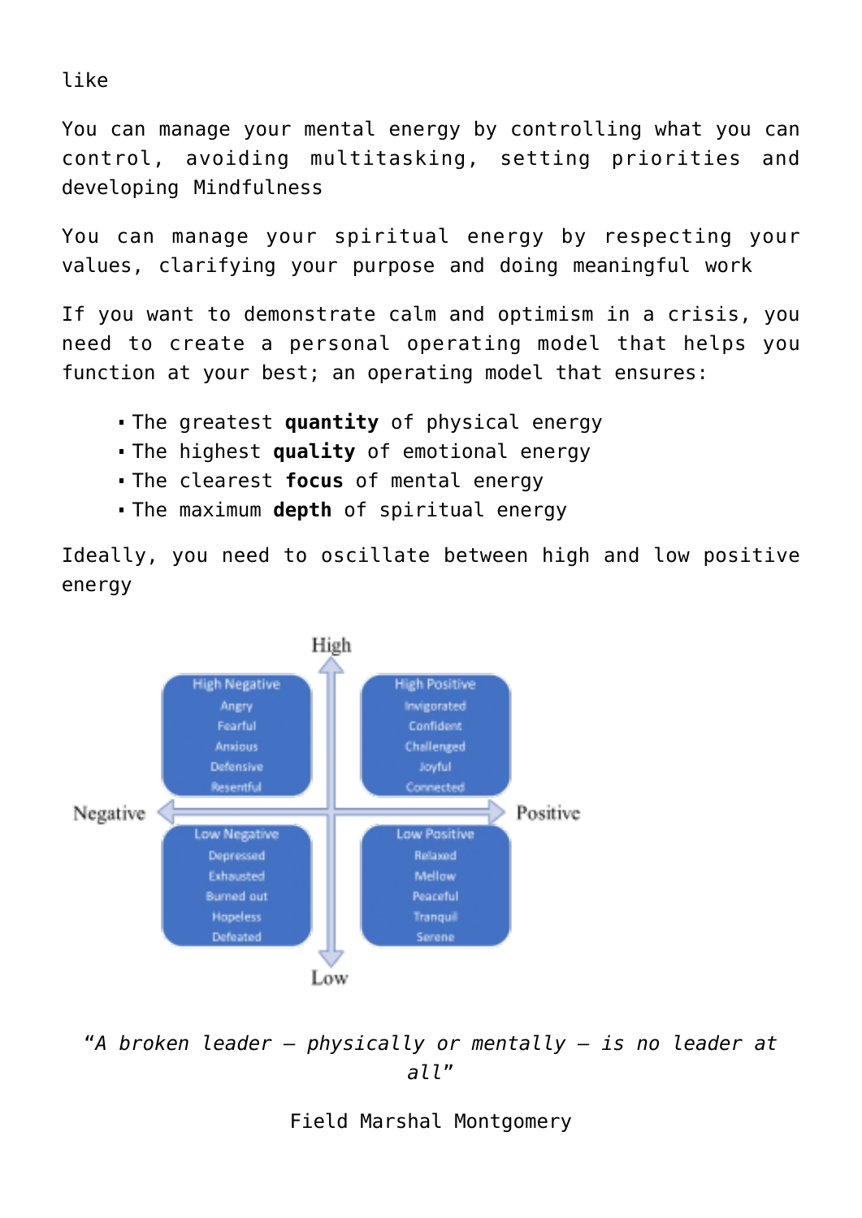like

You can manage your mental energy by controlling what you can control, avoiding multitasking, setting priorities and developing Mindfulness

You can manage your spiritual energy by respecting your values, clarifying your purpose and doing meaningful work

If you want to demonstrate calm and optimism in a crisis, you need to create a personal operating model that helps you function at your best; an operating model that ensures:

- The greatest **quantity** of physical energy
- The highest **quality** of emotional energy
- The clearest **focus** of mental energy
- The maximum **depth** of spiritual energy

Ideally, you need to oscillate between high and low positive energy

High

High Negative
Angry
Fearful
Anxious
Defensive
Resentful

High Positive
Invigorated
Confident
Challenged
Joyful
Connected

Negative

Positive

Low Negative
Depressed
Exhausted
Burned out
Hopeless
Defeated

Low Positive
Relaxed
Mellow
Peaceful
Tranquil
Serene

Low

*"A broken leader – physically or mentally – is no leader at all"*

Field Marshal Montgomery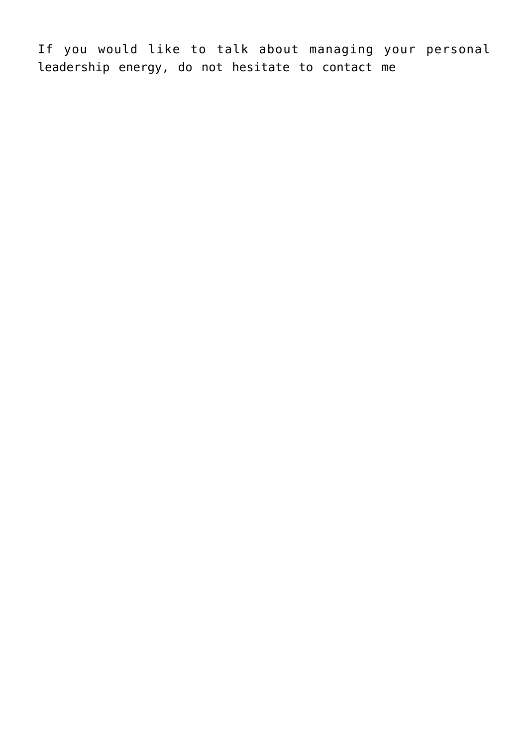If you would like to talk about managing your personal leadership energy, do not hesitate to contact me